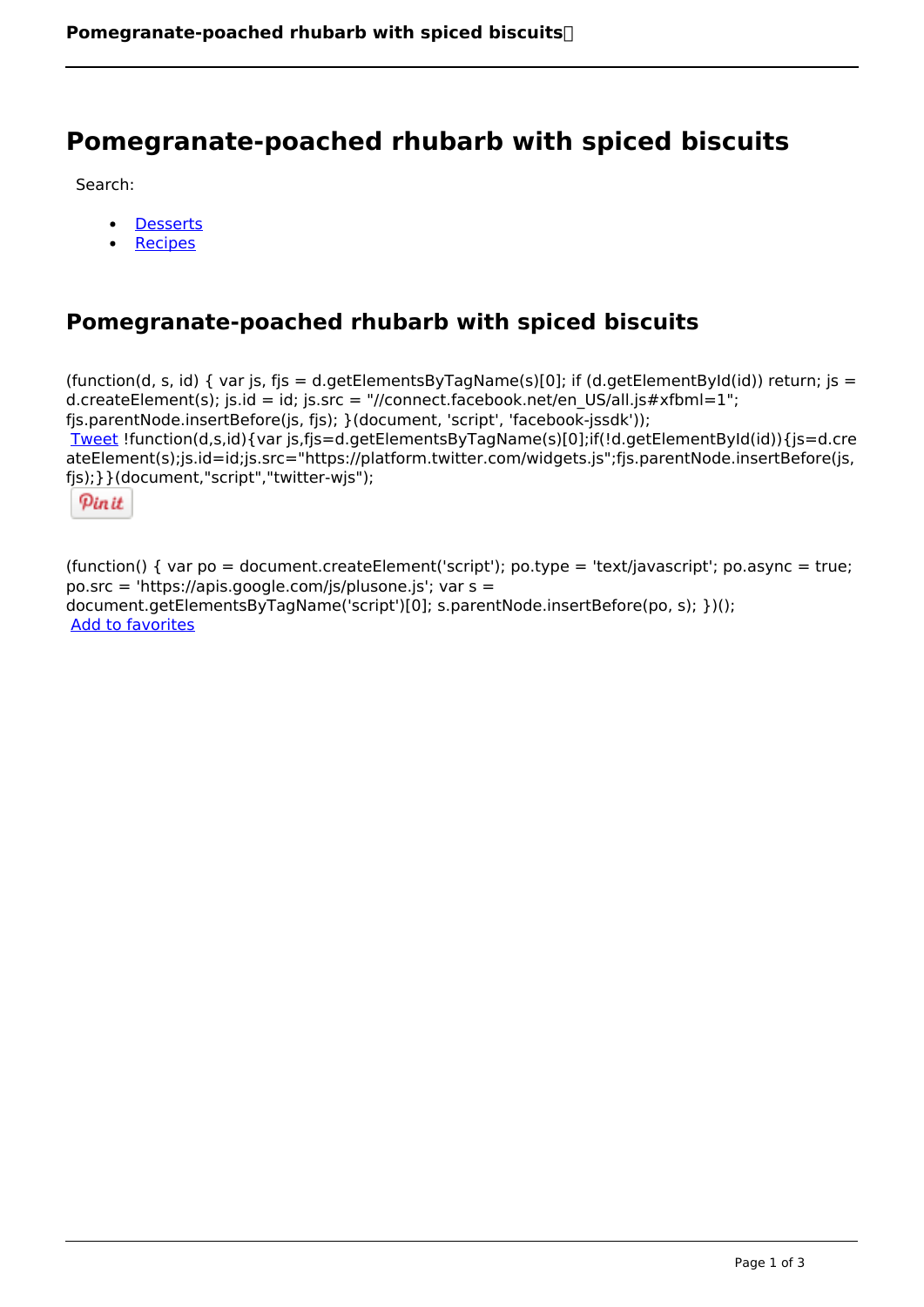# Pomegranate-poached rhubarb with spiced biscuits

Search:

- Desserts
- Recipes

## Pomegranate-poached rhubarb with spiced biscuits

(function(d, s, id) { var js, fjs = d.getElementsByTagName(s)[0]; if (d.getElementById(id)) return; js = d.createElement(s); js.id = id; js.src = "//connect.facebook.net/en_US/all.js#xfbml=1"; fjs.parentNode.insertBefore(js, fjs); }(document, 'script', 'facebook-jssdk'));
Tweet !function(d,s,id){var js,fjs=d.getElementsByTagName(s)[0];if(!d.getElementById(id)){js=d.createElement(s);js.id=id;js.src="https://platform.twitter.com/widgets.js";fjs.parentNode.insertBefore(js,fjs);}}(document,"script","twitter-wjs");

Pin it

(function() { var po = document.createElement('script'); po.type = 'text/javascript'; po.async = true; po.src = 'https://apis.google.com/js/plusone.js'; var s = document.getElementsByTagName('script')[0]; s.parentNode.insertBefore(po, s); })();
Add to favorites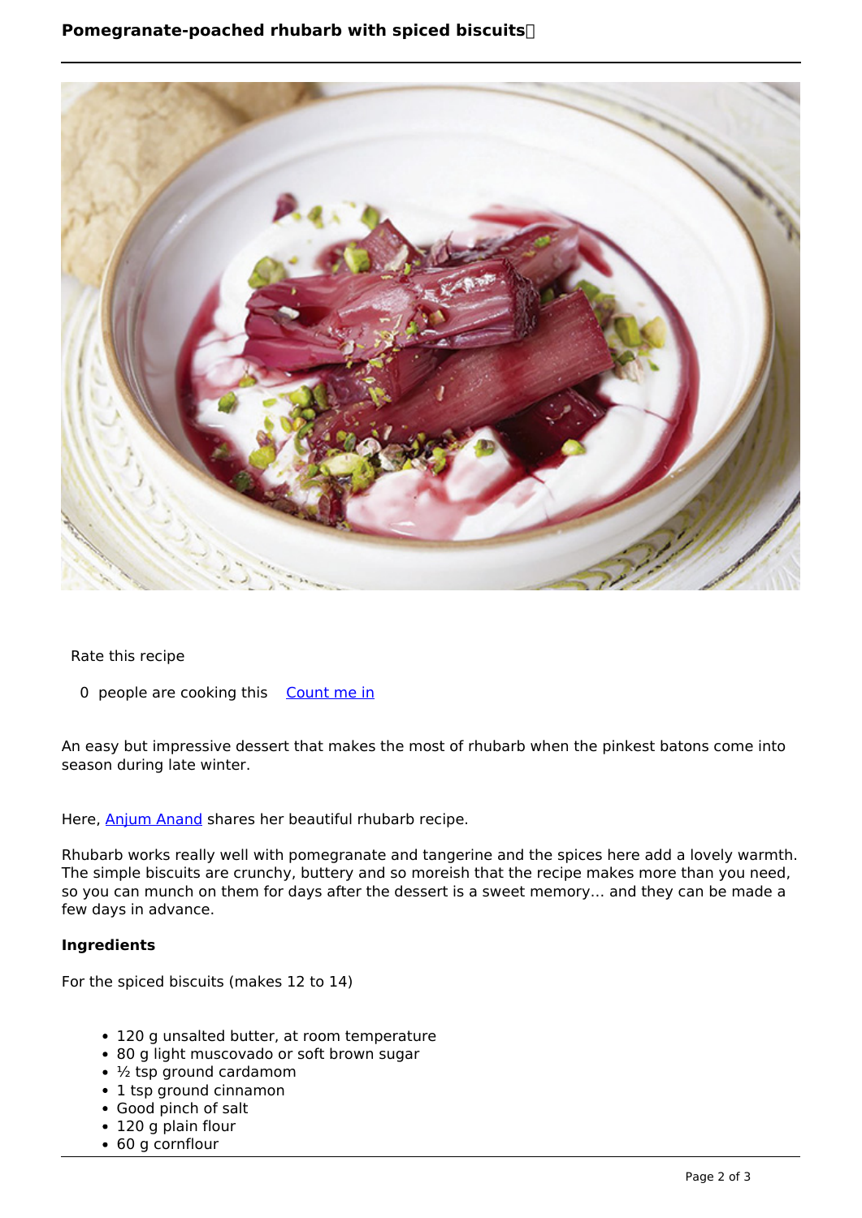**Pomegranate-poached rhubarb with spiced biscuits**

Rate this recipe

0 people are cooking this [Count me in]

An easy but impressive dessert that makes the most of rhubarb when the pinkest batons come into season during late winter.

Here, Anjum Anand shares her beautiful rhubarb recipe.

Rhubarb works really well with pomegranate and tangerine and the spices here add a lovely warmth. The simple biscuits are crunchy, buttery and so moreish that the recipe makes more than you need, so you can munch on them for days after the dessert is a sweet memory… and they can be made a few days in advance.

### Ingredients

For the spiced biscuits (makes 12 to 14)

- 120 g unsalted butter, at room temperature
- 80 g light muscovado or soft brown sugar
- ½ tsp ground cardamom
- 1 tsp ground cinnamon
- Good pinch of salt
- 120 g plain flour
- 60 g cornflour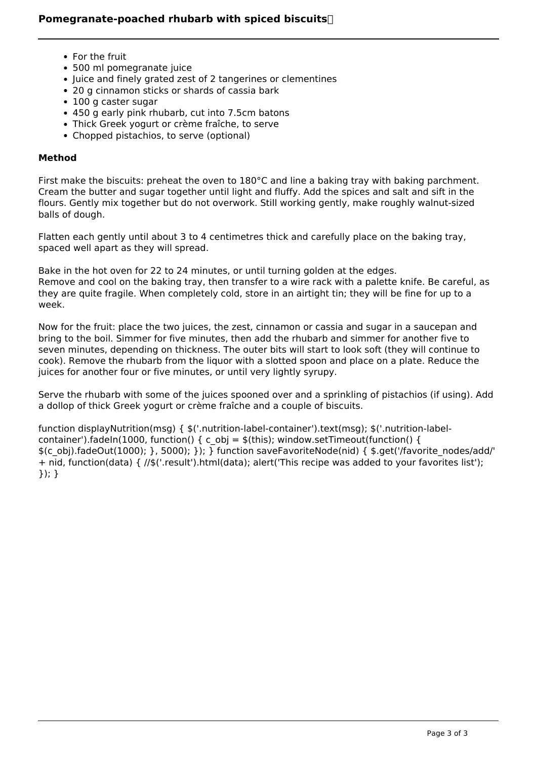- For the fruit
- 500 ml pomegranate juice
- Juice and finely grated zest of 2 tangerines or clementines
- 20 g cinnamon sticks or shards of cassia bark
- 100 g caster sugar
- 450 g early pink rhubarb, cut into 7.5cm batons
- Thick Greek yogurt or crème fraîche, to serve
- Chopped pistachios, to serve (optional)

**Method**

First make the biscuits: preheat the oven to 180°C and line a baking tray with baking parchment. Cream the butter and sugar together until light and fluffy. Add the spices and salt and sift in the flours. Gently mix together but do not overwork. Still working gently, make roughly walnut-sized balls of dough.

Flatten each gently until about 3 to 4 centimetres thick and carefully place on the baking tray, spaced well apart as they will spread.

Bake in the hot oven for 22 to 24 minutes, or until turning golden at the edges.
Remove and cool on the baking tray, then transfer to a wire rack with a palette knife. Be careful, as they are quite fragile. When completely cold, store in an airtight tin; they will be fine for up to a week.

Now for the fruit: place the two juices, the zest, cinnamon or cassia and sugar in a saucepan and bring to the boil. Simmer for five minutes, then add the rhubarb and simmer for another five to seven minutes, depending on thickness. The outer bits will start to look soft (they will continue to cook). Remove the rhubarb from the liquor with a slotted spoon and place on a plate. Reduce the juices for another four or five minutes, or until very lightly syrupy.

Serve the rhubarb with some of the juices spooned over and a sprinkling of pistachios (if using). Add a dollop of thick Greek yogurt or crème fraîche and a couple of biscuits.

```
function displayNutrition(msg) { $('.nutrition-label-container').text(msg); $('.nutrition-label-container').fadeIn(1000, function() { c_obj = $(this); window.setTimeout(function() { $(c_obj).fadeOut(1000); }, 5000); }); } function saveFavoriteNode(nid) { $.get('/favorite_nodes/add/' + nid, function(data) { //$('.result').html(data); alert('This recipe was added to your favorites list'); }); }
```